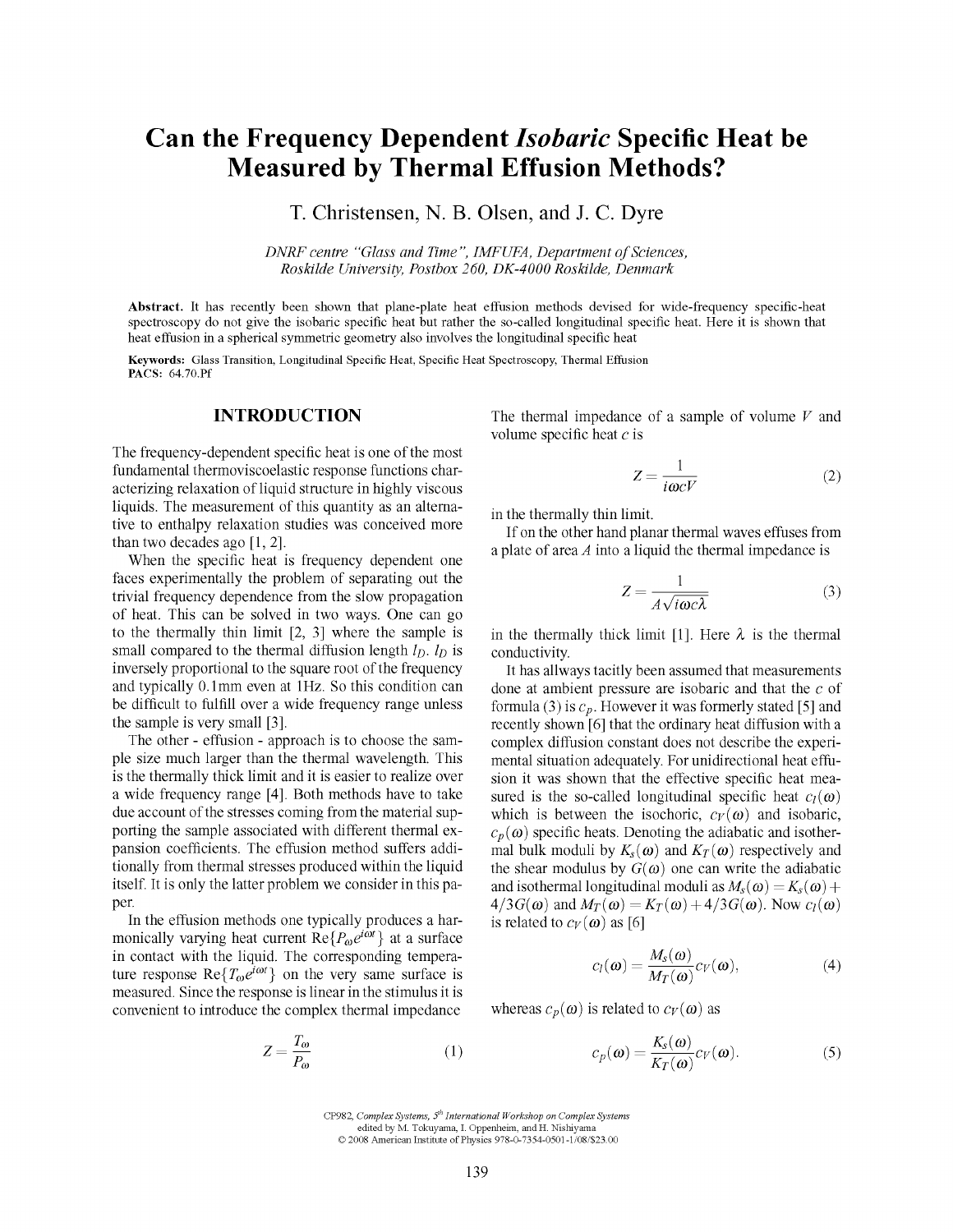# Can the Frequency Dependent *Isobaric* Specific Heat be Measured by Thermal Effusion Methods?

T. Christensen, N. B. Olsen, and J. C. Dyre

*DNRF centre "Glass and Time", IMFUFA, Department of Sciences, Roskilde University, Postbox 260, DK-4000 Roskilde, Denmark*

**Abstract.** It has recently been shown that plane-plate heat effusion methods devised for wide-frequency specific-heat spectroscopy do not give the isobaric specific heat but rather the so-called longitudinal specific heat. Here it is shown that heat effusion in a spherical symmetric geometry also involves the longitudinal specific heat

**Keywords:** Glass Transition, Longitudinal Specific Heat, Specific Heat Spectroscopy, Thermal Effusion
**PACS:** 64.70.Pf

## INTRODUCTION

The frequency-dependent specific heat is one of the most fundamental thermoviscoelastic response functions characterizing relaxation of liquid structure in highly viscous liquids. The measurement of this quantity as an alternative to enthalpy relaxation studies was conceived more than two decades ago [1, 2].

When the specific heat is frequency dependent one faces experimentally the problem of separating out the trivial frequency dependence from the slow propagation of heat. This can be solved in two ways. One can go to the thermally thin limit [2, 3] where the sample is small compared to the thermal diffusion length $l_D$. $l_D$ is inversely proportional to the square root of the frequency and typically 0.1mm even at 1Hz. So this condition can be difficult to fulfill over a wide frequency range unless the sample is very small [3].

The other - effusion - approach is to choose the sample size much larger than the thermal wavelength. This is the thermally thick limit and it is easier to realize over a wide frequency range [4]. Both methods have to take due account of the stresses coming from the material supporting the sample associated with different thermal expansion coefficients. The effusion method suffers additionally from thermal stresses produced within the liquid itself. It is only the latter problem we consider in this paper.

In the effusion methods one typically produces a harmonically varying heat current $\text{Re}\{P_\omega e^{i\omega t}\}$ at a surface in contact with the liquid. The corresponding temperature response $\text{Re}\{T_\omega e^{i\omega t}\}$ on the very same surface is measured. Since the response is linear in the stimulus it is convenient to introduce the complex thermal impedance

$$Z = \frac{T_\omega}{P_\omega} \tag{1}$$

The thermal impedance of a sample of volume $V$ and volume specific heat $c$ is

$$Z = \frac{1}{i\omega cV} \tag{2}$$

in the thermally thin limit.

If on the other hand planar thermal waves effuses from a plate of area $A$ into a liquid the thermal impedance is

$$Z = \frac{1}{A\sqrt{i\omega c\lambda}} \tag{3}$$

in the thermally thick limit [1]. Here $\lambda$ is the thermal conductivity.

It has allways tacitly been assumed that measurements done at ambient pressure are isobaric and that the $c$ of formula (3) is $c_p$. However it was formerly stated [5] and recently shown [6] that the ordinary heat diffusion with a complex diffusion constant does not describe the experimental situation adequately. For unidirectional heat effusion it was shown that the effective specific heat measured is the so-called longitudinal specific heat $c_l(\omega)$ which is between the isochoric, $c_V(\omega)$ and isobaric, $c_p(\omega)$ specific heats. Denoting the adiabatic and isothermal bulk moduli by $K_s(\omega)$ and $K_T(\omega)$ respectively and the shear modulus by $G(\omega)$ one can write the adiabatic and isothermal longitudinal moduli as $M_s(\omega) = K_s(\omega) + 4/3G(\omega)$ and $M_T(\omega) = K_T(\omega) + 4/3G(\omega)$. Now $c_l(\omega)$ is related to $c_V(\omega)$ as [6]

$$c_l(\omega) = \frac{M_s(\omega)}{M_T(\omega)} c_V(\omega), \tag{4}$$

whereas $c_p(\omega)$ is related to $c_V(\omega)$ as

$$c_p(\omega) = \frac{K_s(\omega)}{K_T(\omega)} c_V(\omega). \tag{5}$$

CP982, *Complex Systems, 5th International Workshop on Complex Systems* edited by M. Tokuyama, I. Oppenheim, and H. Nishiyama
© 2008 American Institute of Physics 978-0-7354-0501-1/08/$23.00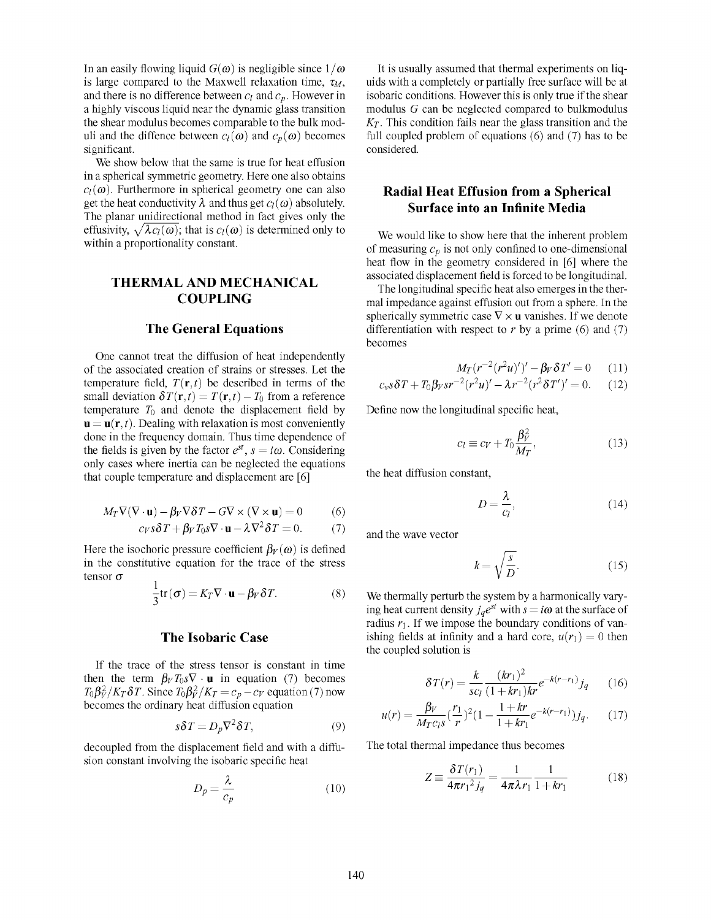In an easily flowing liquid $G(\omega)$ is negligible since $1/\omega$ is large compared to the Maxwell relaxation time, $\tau_M$, and there is no difference between $c_l$ and $c_p$. However in a highly viscous liquid near the dynamic glass transition the shear modulus becomes comparable to the bulk moduli and the diffence between $c_l(\omega)$ and $c_p(\omega)$ becomes significant.

We show below that the same is true for heat effusion in a spherical symmetric geometry. Here one also obtains $c_l(\omega)$. Furthermore in spherical geometry one can also get the heat conductivity $\lambda$ and thus get $c_l(\omega)$ absolutely. The planar unidirectional method in fact gives only the effusivity, $\sqrt{\lambda c_l(\omega)}$; that is $c_l(\omega)$ is determined only to within a proportionality constant.

## THERMAL AND MECHANICAL COUPLING

### The General Equations

One cannot treat the diffusion of heat independently of the associated creation of strains or stresses. Let the temperature field, $T(\mathbf{r},t)$ be described in terms of the small deviation $\delta T(\mathbf{r},t) = T(\mathbf{r},t) - T_0$ from a reference temperature $T_0$ and denote the displacement field by $\mathbf{u} = \mathbf{u}(\mathbf{r},t)$. Dealing with relaxation is most conveniently done in the frequency domain. Thus time dependence of the fields is given by the factor $e^{st}$, $s = i\omega$. Considering only cases where inertia can be neglected the equations that couple temperature and displacement are [6]

$$M_T \nabla(\nabla\cdot\mathbf{u}) - \beta_V \nabla \delta T - G\nabla\times(\nabla\times\mathbf{u}) = 0 \qquad (6)$$

$$c_V s\delta T + \beta_V T_0 s \nabla\cdot\mathbf{u} - \lambda\nabla^2\delta T = 0. \qquad (7)$$

Here the isochoric pressure coefficient $\beta_V(\omega)$ is defined in the constitutive equation for the trace of the stress tensor $\sigma$

$$\frac{1}{3}\mathrm{tr}(\sigma) = K_T\nabla\cdot\mathbf{u} - \beta_V\delta T. \qquad (8)$$

### The Isobaric Case

If the trace of the stress tensor is constant in time then the term $\beta_V T_0 s\nabla\cdot\mathbf{u}$ in equation (7) becomes $T_0\beta_V^2/K_T\delta T$. Since $T_0\beta_V^2/K_T = c_p - c_V$ equation (7) now becomes the ordinary heat diffusion equation

$$s\delta T = D_p\nabla^2\delta T, \qquad (9)$$

decoupled from the displacement field and with a diffusion constant involving the isobaric specific heat

$$D_p = \frac{\lambda}{c_p} \qquad (10)$$

It is usually assumed that thermal experiments on liquids with a completely or partially free surface will be at isobaric conditions. However this is only true if the shear modulus $G$ can be neglected compared to bulkmodulus $K_T$. This condition fails near the glass transition and the full coupled problem of equations (6) and (7) has to be considered.

### Radial Heat Effusion from a Spherical Surface into an Infinite Media

We would like to show here that the inherent problem of measuring $c_p$ is not only confined to one-dimensional heat flow in the geometry considered in [6] where the associated displacement field is forced to be longitudinal.

The longitudinal specific heat also emerges in the thermal impedance against effusion out from a sphere. In the spherically symmetric case $\nabla\times\mathbf{u}$ vanishes. If we denote differentiation with respect to $r$ by a prime (6) and (7) becomes

$$M_T(r^{-2}(r^2u)')' - \beta_V\delta T' = 0 \qquad (11)$$

$$c_v s\delta T + T_0\beta_V s r^{-2}(r^2u)' - \lambda r^{-2}(r^2\delta T')' = 0. \qquad (12)$$

Define now the longitudinal specific heat,

$$c_l \equiv c_V + T_0\frac{\beta_V^2}{M_T}, \qquad (13)$$

the heat diffusion constant,

$$D = \frac{\lambda}{c_l}, \qquad (14)$$

and the wave vector

$$k = \sqrt{\frac{s}{D}}. \qquad (15)$$

We thermally perturb the system by a harmonically varying heat current density $j_q e^{st}$ with $s = i\omega$ at the surface of radius $r_1$. If we impose the boundary conditions of vanishing fields at infinity and a hard core, $u(r_1) = 0$ then the coupled solution is

$$\delta T(r) = \frac{k}{sc_l}\frac{(kr_1)^2}{(1+kr_1)kr}e^{-k(r-r_1)}j_q \qquad (16)$$

$$u(r) = \frac{\beta_V}{M_T c_l s}\left(\frac{r_1}{r}\right)^2\left(1 - \frac{1+kr}{1+kr_1}e^{-k(r-r_1)}\right)j_q. \qquad (17)$$

The total thermal impedance thus becomes

$$Z \equiv \frac{\delta T(r_1)}{4\pi r_1{}^2 j_q} = \frac{1}{4\pi\lambda r_1}\frac{1}{1+kr_1} \qquad (18)$$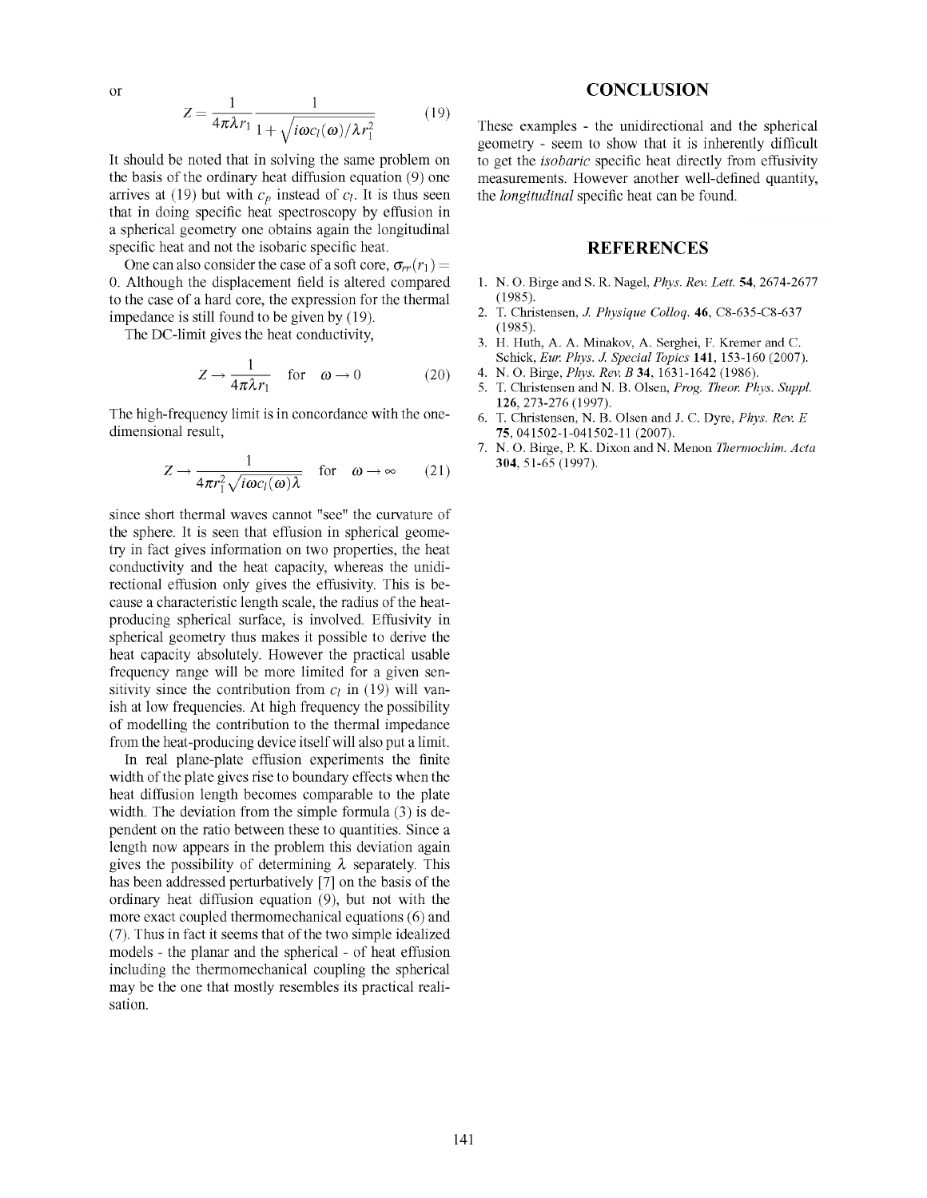or

$$Z = \frac{1}{4\pi\lambda r_1} \frac{1}{1 + \sqrt{i\omega c_l(\omega)/\lambda r_1^2}} \tag{19}$$

It should be noted that in solving the same problem on the basis of the ordinary heat diffusion equation (9) one arrives at (19) but with $c_p$ instead of $c_l$. It is thus seen that in doing specific heat spectroscopy by effusion in a spherical geometry one obtains again the longitudinal specific heat and not the isobaric specific heat.

One can also consider the case of a soft core, $\sigma_{rr}(r_1) = 0$. Although the displacement field is altered compared to the case of a hard core, the expression for the thermal impedance is still found to be given by (19).

The DC-limit gives the heat conductivity,

$$Z \to \frac{1}{4\pi\lambda r_1} \quad \text{for} \quad \omega \to 0 \tag{20}$$

The high-frequency limit is in concordance with the one-dimensional result,

$$Z \to \frac{1}{4\pi r_1^2 \sqrt{i\omega c_l(\omega)\lambda}} \quad \text{for} \quad \omega \to \infty \tag{21}$$

since short thermal waves cannot "see" the curvature of the sphere. It is seen that effusion in spherical geometry in fact gives information on two properties, the heat conductivity and the heat capacity, whereas the unidirectional effusion only gives the effusivity. This is because a characteristic length scale, the radius of the heat-producing spherical surface, is involved. Effusivity in spherical geometry thus makes it possible to derive the heat capacity absolutely. However the practical usable frequency range will be more limited for a given sensitivity since the contribution from $c_l$ in (19) will vanish at low frequencies. At high frequency the possibility of modelling the contribution to the thermal impedance from the heat-producing device itself will also put a limit.

In real plane-plate effusion experiments the finite width of the plate gives rise to boundary effects when the heat diffusion length becomes comparable to the plate width. The deviation from the simple formula (3) is dependent on the ratio between these to quantities. Since a length now appears in the problem this deviation again gives the possibility of determining $\lambda$ separately. This has been addressed perturbatively [7] on the basis of the ordinary heat diffusion equation (9), but not with the more exact coupled thermomechanical equations (6) and (7). Thus in fact it seems that of the two simple idealized models - the planar and the spherical - of heat effusion including the thermomechanical coupling the spherical may be the one that mostly resembles its practical realisation.

## CONCLUSION

These examples - the unidirectional and the spherical geometry - seem to show that it is inherently difficult to get the *isobaric* specific heat directly from effusivity measurements. However another well-defined quantity, the *longitudinal* specific heat can be found.

## REFERENCES

1. N. O. Birge and S. R. Nagel, *Phys. Rev. Lett.* **54**, 2674-2677 (1985).
2. T. Christensen, *J. Physique Colloq.* **46**, C8-635-C8-637 (1985).
3. H. Huth, A. A. Minakov, A. Serghei, F. Kremer and C. Schick, *Eur. Phys. J. Special Topics* **141**, 153-160 (2007).
4. N. O. Birge, *Phys. Rev. B* **34**, 1631-1642 (1986).
5. T. Christensen and N. B. Olsen, *Prog. Theor. Phys. Suppl.* **126**, 273-276 (1997).
6. T. Christensen, N. B. Olsen and J. C. Dyre, *Phys. Rev. E* **75**, 041502-1-041502-11 (2007).
7. N. O. Birge, P. K. Dixon and N. Menon *Thermochim. Acta* **304**, 51-65 (1997).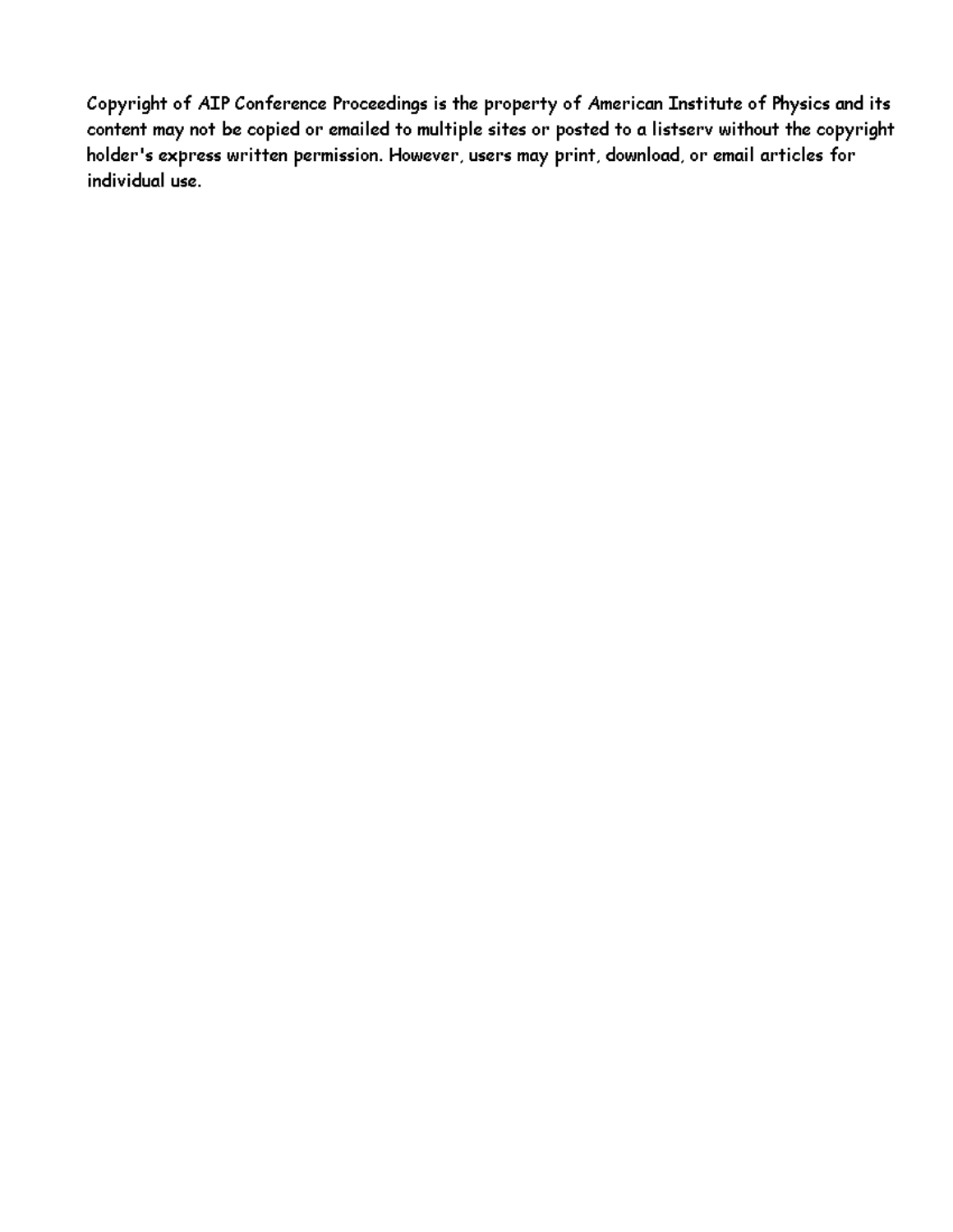Copyright of AIP Conference Proceedings is the property of American Institute of Physics and its content may not be copied or emailed to multiple sites or posted to a listserv without the copyright holder's express written permission. However, users may print, download, or email articles for individual use.